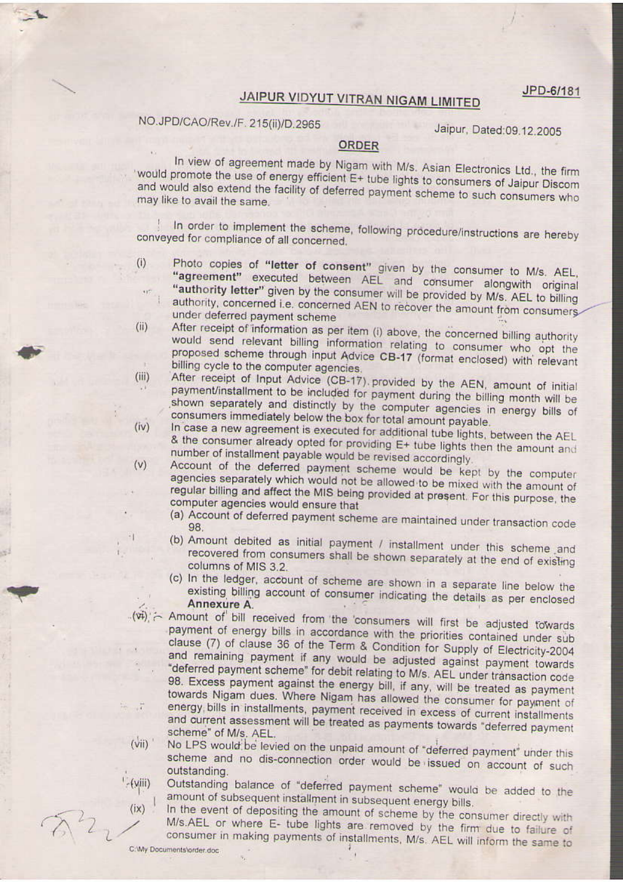JPD-6/181

# JAIPUR VIDYUT VITRAN NIGAM LIMITED

NO.JPD/CAO/Rev./F. 215(ii)/D.2965

Jaipur, Dated:09.12.2005

## ORDER

In view of agreement made by Nigam with M/s. Asian Electronics Ltd., the firm would promote the use of energy efficient E+ tube lights to consumers of Jaipur Discom and would also extend the facility of deferred payment scheme to such consumers who may like to avail the same.

In order to implement the scheme, following procedure/instructions are hereby conveyed for compliance of all concerned.

(i) Photo copies of **"letter of consent"** given by the consumer to M/s. AEL, **"agreement"** executed between AEL and consumer alongwith original **"authority letter"** given by the consumer will be provided by M/s. AEL to billing authority, concerned i.e. concerned AEN to recover the amount from consumers under deferred payment scheme

(ii) After receipt of information as per item (i) above, the concerned billing authority would send relevant billing information relating to consumer who opt the proposed scheme through input Advice **CB-17** (format enclosed) with relevant billing cycle to the computer agencies.

(iii) After receipt of Input Advice (CB-17) provided by the AEN, amount of initial payment/installment to be included for payment during the billing month will be shown separately and distinctly by the computer agencies in energy bills of consumers immediately below the box for total amount payable.

(iv) In case a new agreement is executed for additional tube lights, between the AEL & the consumer already opted for providing E+ tube lights then the amount and number of installment payable would be revised accordingly.

(v) Account of the deferred payment scheme would be kept by the computer agencies separately which would not be allowed to be mixed with the amount of regular billing and affect the MIS being provided at present. For this purpose, the computer agencies would ensure that

(a) Account of deferred payment scheme are maintained under transaction code 98.

(b) Amount debited as initial payment / installment under this scheme and recovered from consumers shall be shown separately at the end of existing columns of MIS 3.2.

(c) In the ledger, account of scheme are shown in a separate line below the existing billing account of consumer indicating the details as per enclosed **Annexure A**.

(vi) Amount of bill received from the consumers will first be adjusted towards payment of energy bills in accordance with the priorities contained under sub clause (7) of clause 36 of the Term & Condition for Supply of Electricity-2004 and remaining payment if any would be adjusted against payment towards "deferred payment scheme" for debit relating to M/s. AEL under transaction code 98. Excess payment against the energy bill, if any, will be treated as payment towards Nigam dues. Where Nigam has allowed the consumer for payment of energy bills in installments, payment received in excess of current installments and current assessment will be treated as payments towards "deferred payment scheme" of M/s. AEL.

(vii) No LPS would be levied on the unpaid amount of "deferred payment" under this scheme and no dis-connection order would be issued on account of such outstanding.

(viii) Outstanding balance of "deferred payment scheme" would be added to the amount of subsequent installment in subsequent energy bills.

(ix) In the event of depositing the amount of scheme by the consumer directly with M/s.AEL or where E- tube lights are removed by the firm due to failure of consumer in making payments of installments, M/s. AEL will inform the same to

C:\My Documents\order.doc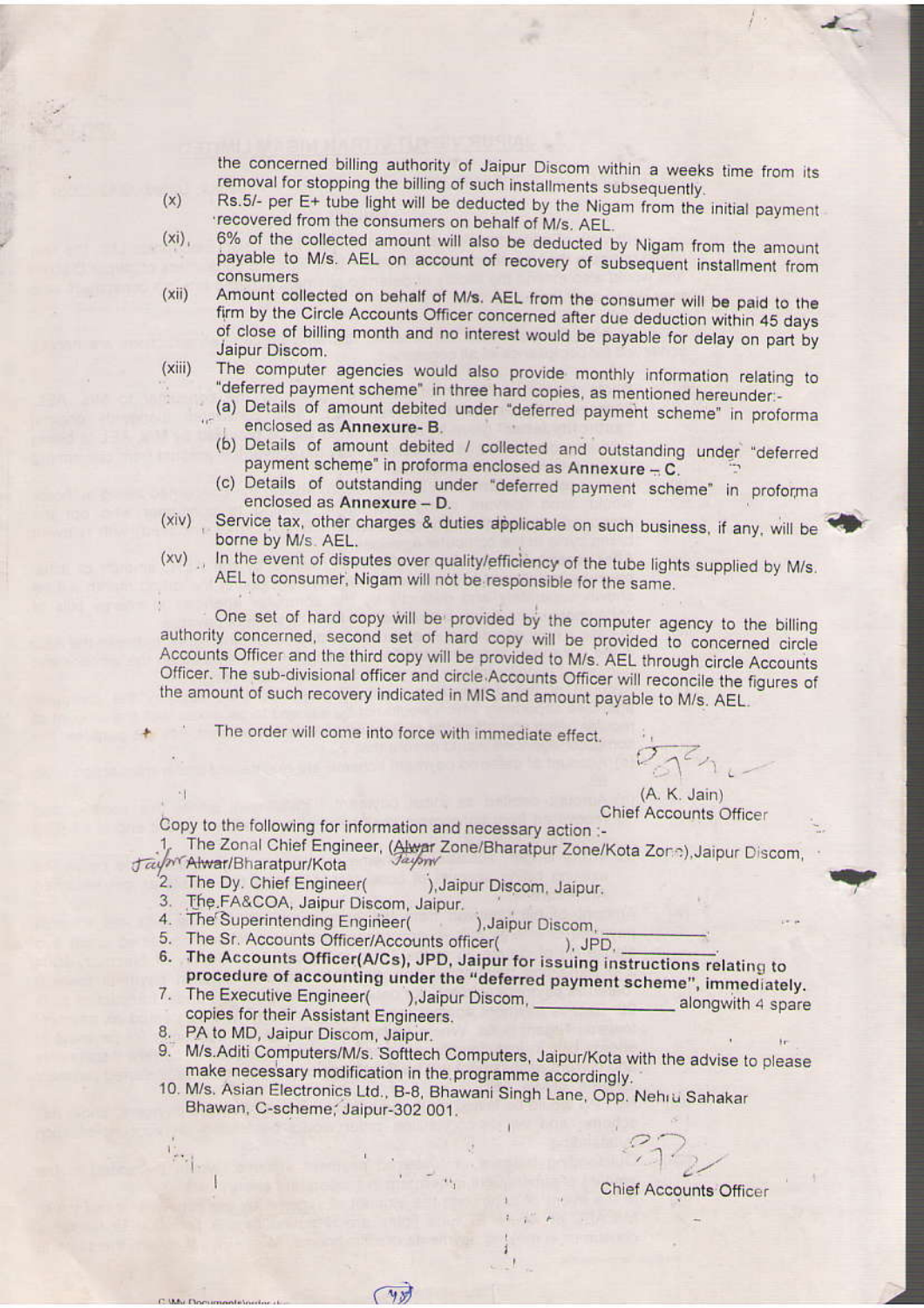the concerned billing authority of Jaipur Discom within a weeks time from its removal for stopping the billing of such installments subsequently.

(x) Rs.5/- per E+ tube light will be deducted by the Nigam from the initial payment recovered from the consumers on behalf of M/s. AEL.

(xi) 6% of the collected amount will also be deducted by Nigam from the amount payable to M/s. AEL on account of recovery of subsequent installment from consumers

(xii) Amount collected on behalf of M/s. AEL from the consumer will be paid to the firm by the Circle Accounts Officer concerned after due deduction within 45 days of close of billing month and no interest would be payable for delay on part by Jaipur Discom.

(xiii) The computer agencies would also provide monthly information relating to "deferred payment scheme" in three hard copies, as mentioned hereunder:-

  (a) Details of amount debited under "deferred payment scheme" in proforma enclosed as **Annexure- B**.

  (b) Details of amount debited / collected and outstanding under "deferred payment scheme" in proforma enclosed as **Annexure – C**.

  (c) Details of outstanding under "deferred payment scheme" in proforma enclosed as **Annexure – D**.

(xiv) Service tax, other charges & duties applicable on such business, if any, will be borne by M/s. AEL.

(xv) In the event of disputes over quality/efficiency of the tube lights supplied by M/s. AEL to consumer, Nigam will not be responsible for the same.

One set of hard copy will be provided by the computer agency to the billing authority concerned, second set of hard copy will be provided to concerned circle Accounts Officer and the third copy will be provided to M/s. AEL through circle Accounts Officer. The sub-divisional officer and circle Accounts Officer will reconcile the figures of the amount of such recovery indicated in MIS and amount payable to M/s. AEL.

The order will come into force with immediate effect.

(A. K. Jain)
Chief Accounts Officer

Copy to the following for information and necessary action :-

1. The Zonal Chief Engineer, (~~Alwar~~ Jaipur Zone/Bharatpur Zone/Kota Zone),Jaipur Discom, ~~Alwar~~ Jaipur/Bharatpur/Kota
2. The Dy. Chief Engineer( ),Jaipur Discom, Jaipur.
3. The FA&COA, Jaipur Discom, Jaipur.
4. The Superintending Engineer( ),Jaipur Discom, ____________.
5. The Sr. Accounts Officer/Accounts officer( ), JPD, ____________.
6. **The Accounts Officer(A/Cs), JPD, Jaipur for issuing instructions relating to procedure of accounting under the "deferred payment scheme", immediately.**
7. The Executive Engineer( ),Jaipur Discom, ______________ alongwith 4 spare copies for their Assistant Engineers.
8. PA to MD, Jaipur Discom, Jaipur.
9. M/s.Aditi Computers/M/s. Softtech Computers, Jaipur/Kota with the advise to please make necessary modification in the programme accordingly.
10. M/s. Asian Electronics Ltd., B-8, Bhawani Singh Lane, Opp. Nehru Sahakar Bhawan, C-scheme, Jaipur-302 001.

Chief Accounts Officer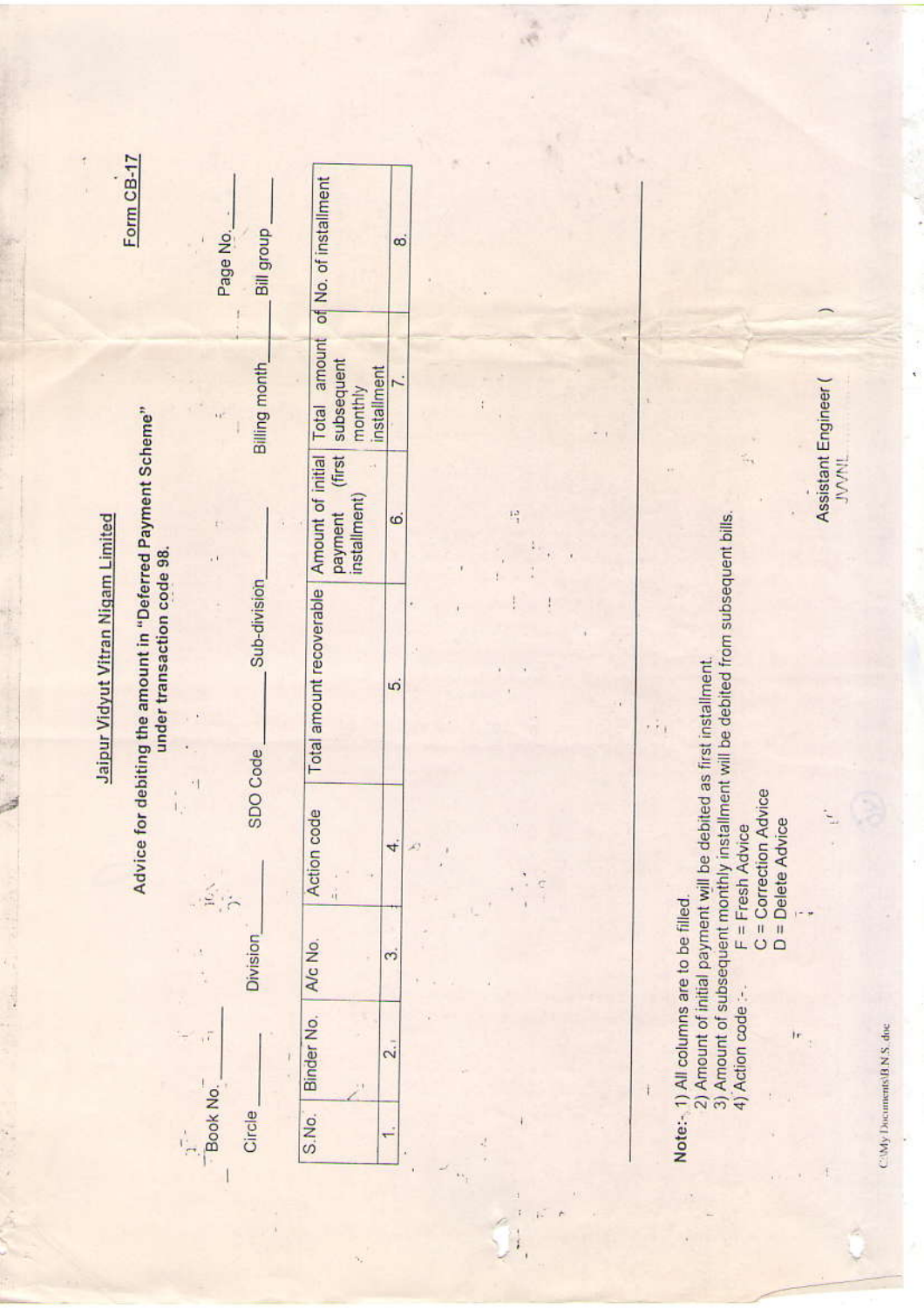Form CB-17

# Jaipur Vidyut Vitran Nigam Limited

## Advice for debiting the amount in "Deferred Payment Scheme" under transaction code 98.

Book No. \_\_\_\_\_\_ Page No. \_\_\_\_\_\_

Circle \_\_\_\_\_\_ Division \_\_\_\_\_\_ SDO Code \_\_\_\_\_\_ Sub-division \_\_\_\_\_\_ Billing month \_\_\_\_\_\_ Bill group \_\_\_\_\_\_

| S.No. | Binder No. | A/c No. | Action code | Total amount recoverable | Amount of initial payment (first installment) | Total amount of subsequent monthly installment | No. of installment |
|---|---|---|---|---|---|---|---|
| 1. | 2. | 3. | 4. | 5. | 6. | 7. | 8. |
| | | | | | | | |

**Note:-** 1) All columns are to be filled.
2) Amount of initial payment will be debited as first installment.
3) Amount of subsequent monthly installment will be debited from subsequent bills.
4) Action code :-
F = Fresh Advice
C = Correction Advice
D = Delete Advice

Assistant Engineer ( )
JVVNL

C:\My Documents\B.N.S. doc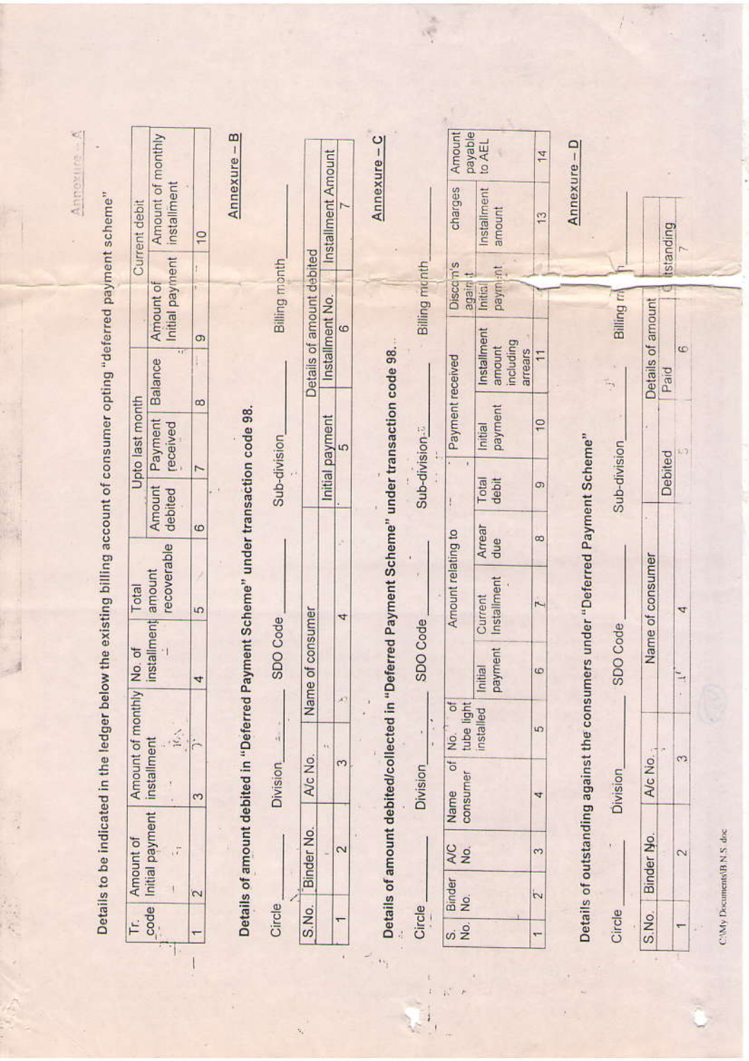Annexure – A

Details to be indicated in the ledger below the existing billing account of consumer opting "deferred payment scheme"

| Tr. code | Amount of Initial payment | Amount of monthly installment | No. of installment | Total amount recoverable | Upto last month | | | Current debit | |
|---|---|---|---|---|---|---|---|---|---|
| | | | | | Amount debited | Payment received | Balance | Amount of Initial payment | Amount of monthly installment |
| 1 | 2 | 3 | 4 | 5 | 6 | 7 | 8 | 9 | 10 |

Annexure – B

Details of amount debited in "Deferred Payment Scheme" under transaction code 98.

Circle \_\_\_\_\_\_ Division \_\_\_\_\_\_ SDO Code \_\_\_\_\_\_ Sub-division \_\_\_\_\_\_ Billing month \_\_\_\_\_\_

| S.No. | Binder No. | A/c No. | Name of consumer | Details of amount debited | | |
|---|---|---|---|---|---|---|
| | | | | Initial payment | Installment No. | Installment Amount |
| 1 | 2 | 3 | 4 | 5 | 6 | 7 |

Annexure – C

Details of amount debited/collected in "Deferred Payment Scheme" under transaction code 98.

Circle \_\_\_\_\_\_ Division \_\_\_\_\_\_ SDO Code \_\_\_\_\_\_ Sub-division \_\_\_\_\_\_ Billing month \_\_\_\_\_\_

| S. No. | Binder No. | A/C No. | Name of consumer | No. of tube light installed | Amount relating to | | | | Payment received | | Discom's charges against | | Amount payable to AEL |
|---|---|---|---|---|---|---|---|---|---|---|---|---|---|
| | | | | | Initial payment | Current Installment | Arrear due | Total debit | Initial payment | Installment amount including arrears | Initial payment | Installment amount | |
| 1 | 2 | 3 | 4 | 5 | 6 | 7 | 8 | 9 | 10 | 11 | 12 | 13 | 14 |

Annexure – D

Details of outstanding against the consumers under "Deferred Payment Scheme"

Circle \_\_\_\_\_\_ Division \_\_\_\_\_\_ SDO Code \_\_\_\_\_\_ Sub-division \_\_\_\_\_\_ Billing month \_\_\_\_\_\_

| S.No. | Binder No. | A/c No. | Name of consumer | Details of amount | | |
|---|---|---|---|---|---|---|
| | | | | Debited | Paid | Outstanding |
| 1 | 2 | 3 | 4 | 5 | 6 | 7 |

C:\My Documents\B.N.S..doc